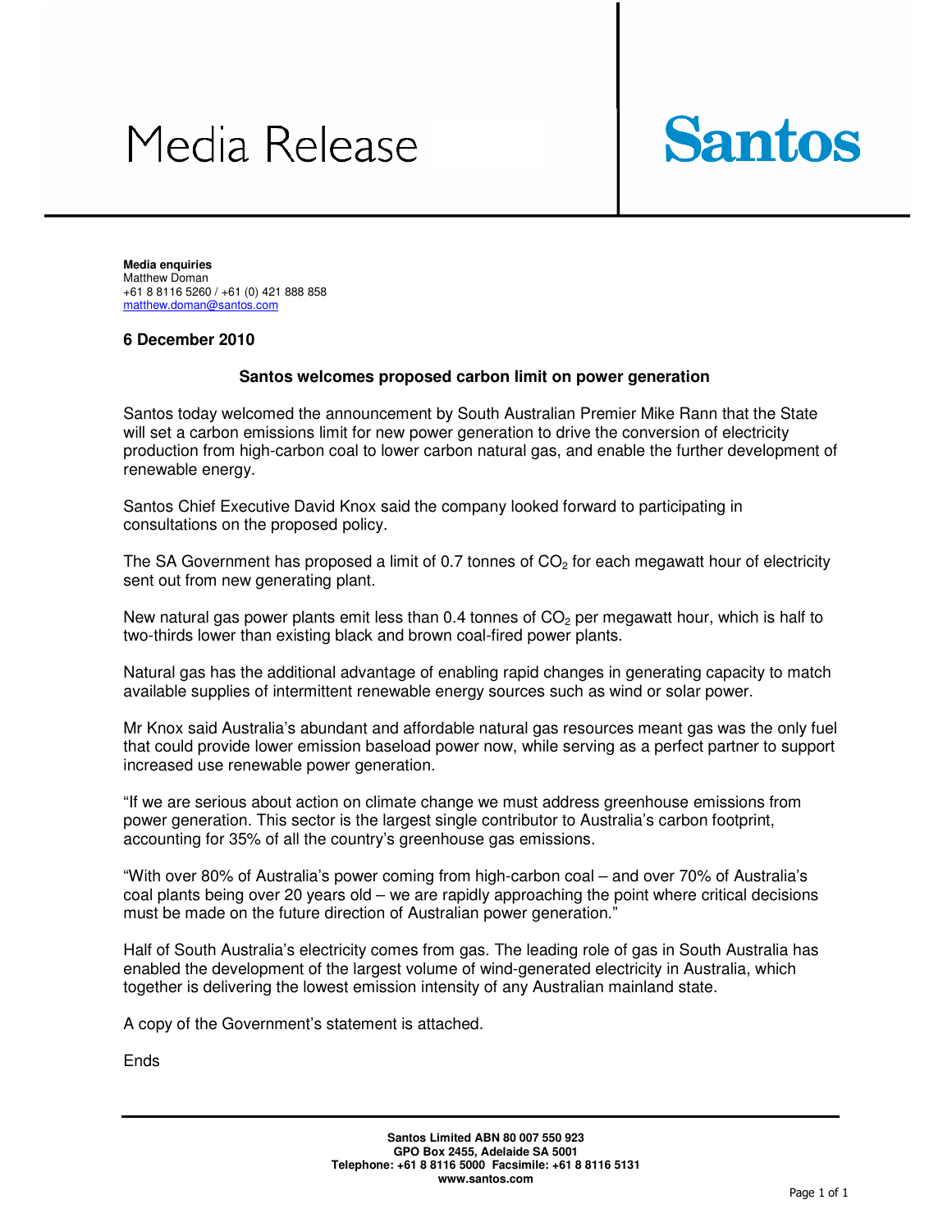# Media Release

**Santos**

**Media enquiries**
Matthew Doman
+61 8 8116 5260 / +61 (0) 421 888 858
matthew.doman@santos.com

**6 December 2010**

## Santos welcomes proposed carbon limit on power generation

Santos today welcomed the announcement by South Australian Premier Mike Rann that the State will set a carbon emissions limit for new power generation to drive the conversion of electricity production from high-carbon coal to lower carbon natural gas, and enable the further development of renewable energy.

Santos Chief Executive David Knox said the company looked forward to participating in consultations on the proposed policy.

The SA Government has proposed a limit of 0.7 tonnes of $CO_2$ for each megawatt hour of electricity sent out from new generating plant.

New natural gas power plants emit less than 0.4 tonnes of $CO_2$ per megawatt hour, which is half to two-thirds lower than existing black and brown coal-fired power plants.

Natural gas has the additional advantage of enabling rapid changes in generating capacity to match available supplies of intermittent renewable energy sources such as wind or solar power.

Mr Knox said Australia's abundant and affordable natural gas resources meant gas was the only fuel that could provide lower emission baseload power now, while serving as a perfect partner to support increased use renewable power generation.

"If we are serious about action on climate change we must address greenhouse emissions from power generation. This sector is the largest single contributor to Australia's carbon footprint, accounting for 35% of all the country's greenhouse gas emissions.

"With over 80% of Australia's power coming from high-carbon coal – and over 70% of Australia's coal plants being over 20 years old – we are rapidly approaching the point where critical decisions must be made on the future direction of Australian power generation."

Half of South Australia's electricity comes from gas. The leading role of gas in South Australia has enabled the development of the largest volume of wind-generated electricity in Australia, which together is delivering the lowest emission intensity of any Australian mainland state.

A copy of the Government's statement is attached.

Ends

**Santos Limited ABN 80 007 550 923**
**GPO Box 2455, Adelaide SA 5001**
**Telephone: +61 8 8116 5000 Facsimile: +61 8 8116 5131**
**www.santos.com**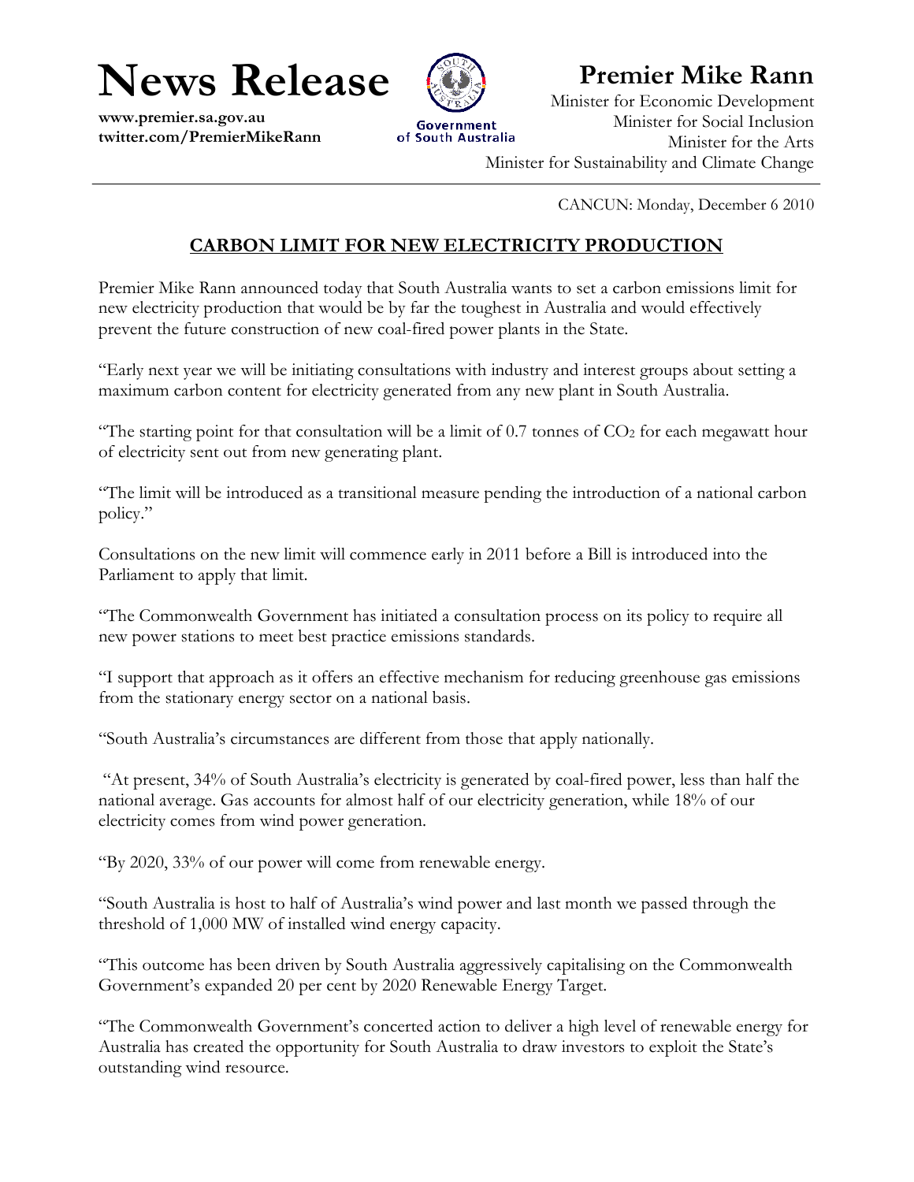# News Release

**www.premier.sa.gov.au**
**twitter.com/PremierMikeRann**

Government of South Australia

# Premier Mike Rann

Minister for Economic Development
Minister for Social Inclusion
Minister for the Arts
Minister for Sustainability and Climate Change

CANCUN: Monday, December 6 2010

## CARBON LIMIT FOR NEW ELECTRICITY PRODUCTION

Premier Mike Rann announced today that South Australia wants to set a carbon emissions limit for new electricity production that would be by far the toughest in Australia and would effectively prevent the future construction of new coal-fired power plants in the State.

"Early next year we will be initiating consultations with industry and interest groups about setting a maximum carbon content for electricity generated from any new plant in South Australia.

"The starting point for that consultation will be a limit of 0.7 tonnes of $CO_2$ for each megawatt hour of electricity sent out from new generating plant.

"The limit will be introduced as a transitional measure pending the introduction of a national carbon policy."

Consultations on the new limit will commence early in 2011 before a Bill is introduced into the Parliament to apply that limit.

"The Commonwealth Government has initiated a consultation process on its policy to require all new power stations to meet best practice emissions standards.

"I support that approach as it offers an effective mechanism for reducing greenhouse gas emissions from the stationary energy sector on a national basis.

"South Australia's circumstances are different from those that apply nationally.

"At present, 34% of South Australia's electricity is generated by coal-fired power, less than half the national average. Gas accounts for almost half of our electricity generation, while 18% of our electricity comes from wind power generation.

"By 2020, 33% of our power will come from renewable energy.

"South Australia is host to half of Australia's wind power and last month we passed through the threshold of 1,000 MW of installed wind energy capacity.

"This outcome has been driven by South Australia aggressively capitalising on the Commonwealth Government's expanded 20 per cent by 2020 Renewable Energy Target.

"The Commonwealth Government's concerted action to deliver a high level of renewable energy for Australia has created the opportunity for South Australia to draw investors to exploit the State's outstanding wind resource.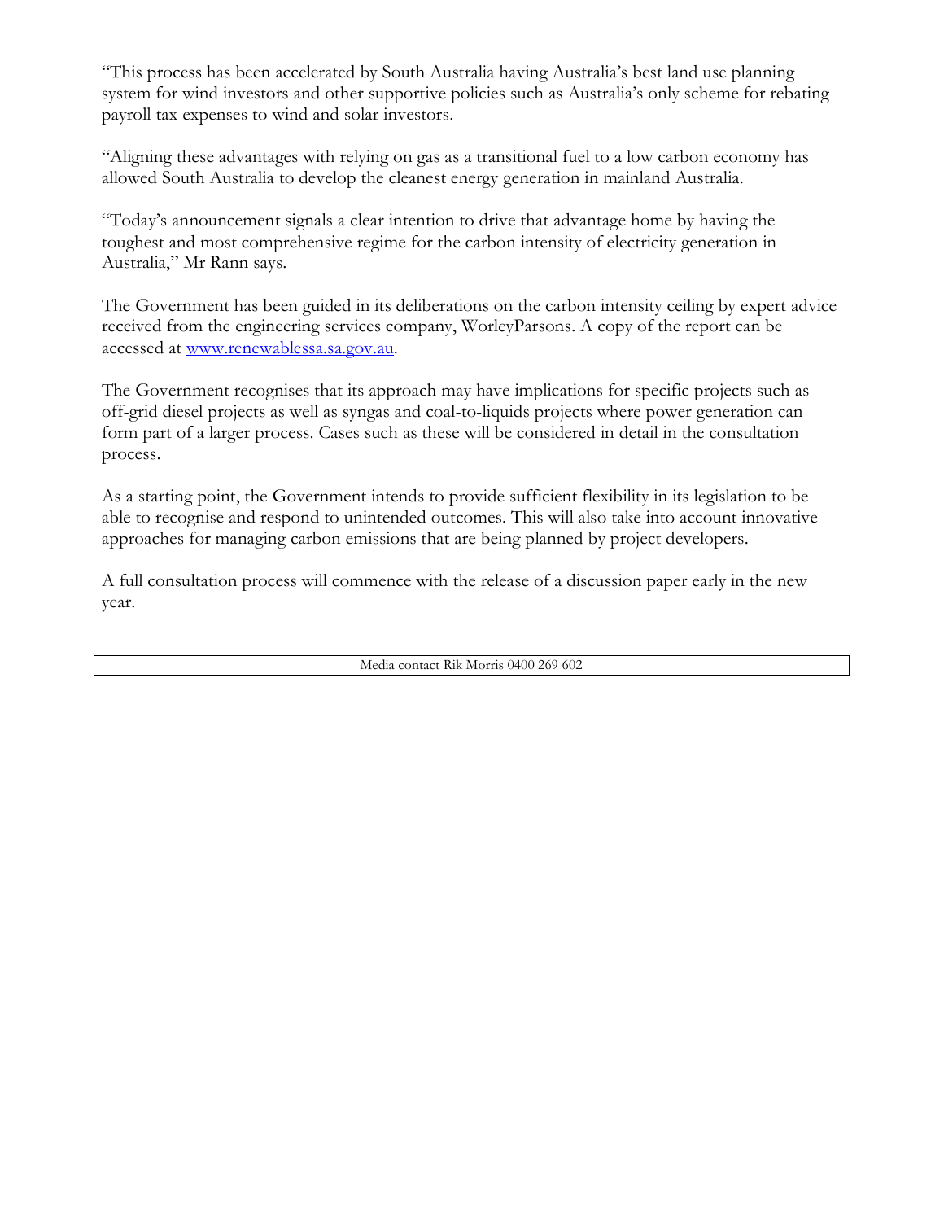"This process has been accelerated by South Australia having Australia's best land use planning system for wind investors and other supportive policies such as Australia's only scheme for rebating payroll tax expenses to wind and solar investors.

"Aligning these advantages with relying on gas as a transitional fuel to a low carbon economy has allowed South Australia to develop the cleanest energy generation in mainland Australia.

"Today's announcement signals a clear intention to drive that advantage home by having the toughest and most comprehensive regime for the carbon intensity of electricity generation in Australia," Mr Rann says.

The Government has been guided in its deliberations on the carbon intensity ceiling by expert advice received from the engineering services company, WorleyParsons. A copy of the report can be accessed at [www.renewablessa.sa.gov.au](http://www.renewablessa.sa.gov.au).

The Government recognises that its approach may have implications for specific projects such as off-grid diesel projects as well as syngas and coal-to-liquids projects where power generation can form part of a larger process. Cases such as these will be considered in detail in the consultation process.

As a starting point, the Government intends to provide sufficient flexibility in its legislation to be able to recognise and respond to unintended outcomes. This will also take into account innovative approaches for managing carbon emissions that are being planned by project developers.

A full consultation process will commence with the release of a discussion paper early in the new year.

| Media contact Rik Morris 0400 269 602 |
| --- |